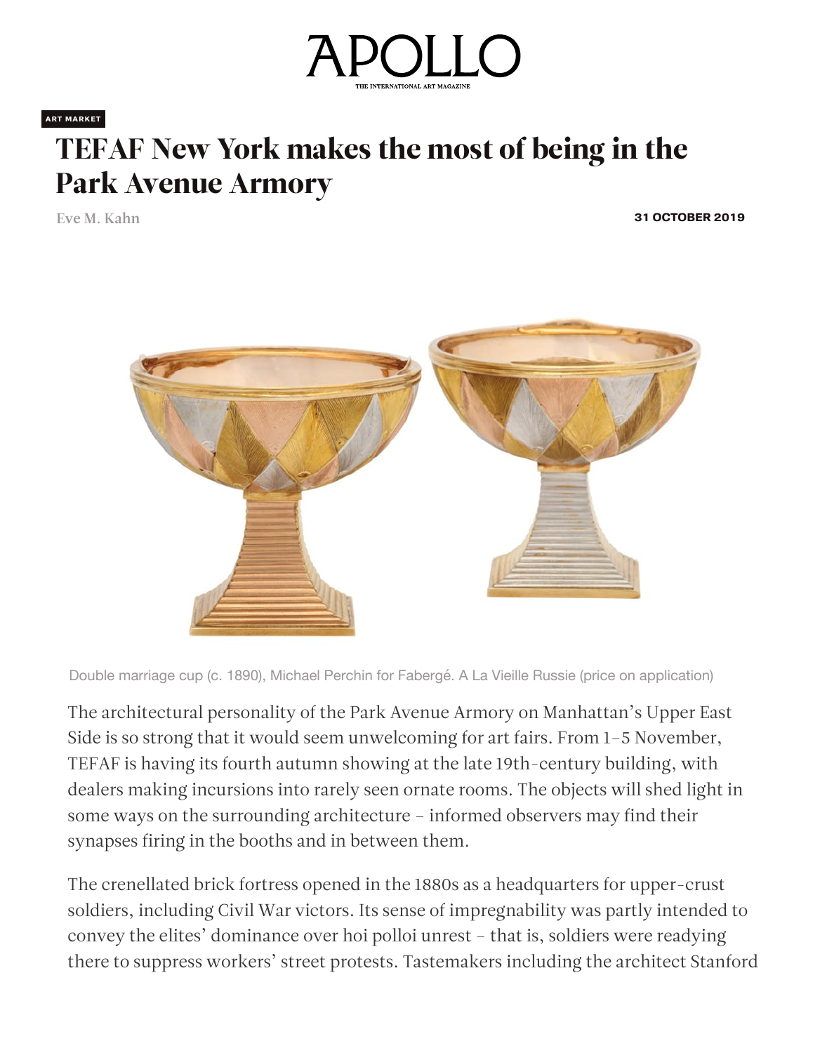# APOLLO

THE INTERNATIONAL ART MAGAZINE

ART MARKET

## TEFAF New York makes the most of being in the Park Avenue Armory

Eve M. Kahn

31 OCTOBER 2019

Double marriage cup (c. 1890), Michael Perchin for Fabergé. A La Vieille Russie (price on application)

The architectural personality of the Park Avenue Armory on Manhattan's Upper East Side is so strong that it would seem unwelcoming for art fairs. From 1–5 November, TEFAF is having its fourth autumn showing at the late 19th-century building, with dealers making incursions into rarely seen ornate rooms. The objects will shed light in some ways on the surrounding architecture – informed observers may find their synapses firing in the booths and in between them.

The crenellated brick fortress opened in the 1880s as a headquarters for upper-crust soldiers, including Civil War victors. Its sense of impregnability was partly intended to convey the elites' dominance over hoi polloi unrest – that is, soldiers were readying there to suppress workers' street protests. Tastemakers including the architect Stanford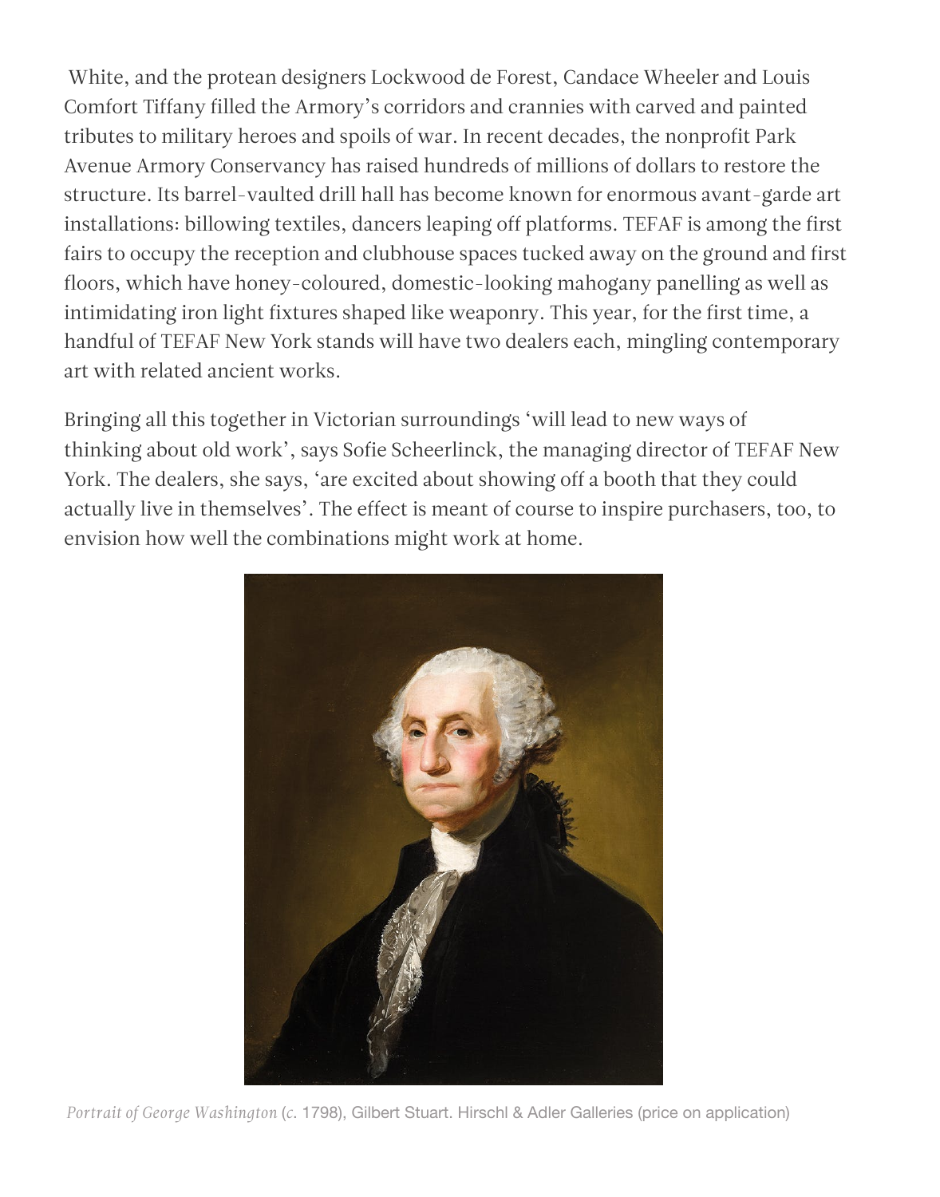White, and the protean designers Lockwood de Forest, Candace Wheeler and Louis Comfort Tiffany filled the Armory's corridors and crannies with carved and painted tributes to military heroes and spoils of war. In recent decades, the nonprofit Park Avenue Armory Conservancy has raised hundreds of millions of dollars to restore the structure. Its barrel-vaulted drill hall has become known for enormous avant-garde art installations: billowing textiles, dancers leaping off platforms. TEFAF is among the first fairs to occupy the reception and clubhouse spaces tucked away on the ground and first floors, which have honey-coloured, domestic-looking mahogany panelling as well as intimidating iron light fixtures shaped like weaponry. This year, for the first time, a handful of TEFAF New York stands will have two dealers each, mingling contemporary art with related ancient works.

Bringing all this together in Victorian surroundings 'will lead to new ways of thinking about old work', says Sofie Scheerlinck, the managing director of TEFAF New York. The dealers, she says, 'are excited about showing off a booth that they could actually live in themselves'. The effect is meant of course to inspire purchasers, too, to envision how well the combinations might work at home.

*Portrait of George Washington* (*c.* 1798), Gilbert Stuart. Hirschl & Adler Galleries (price on application)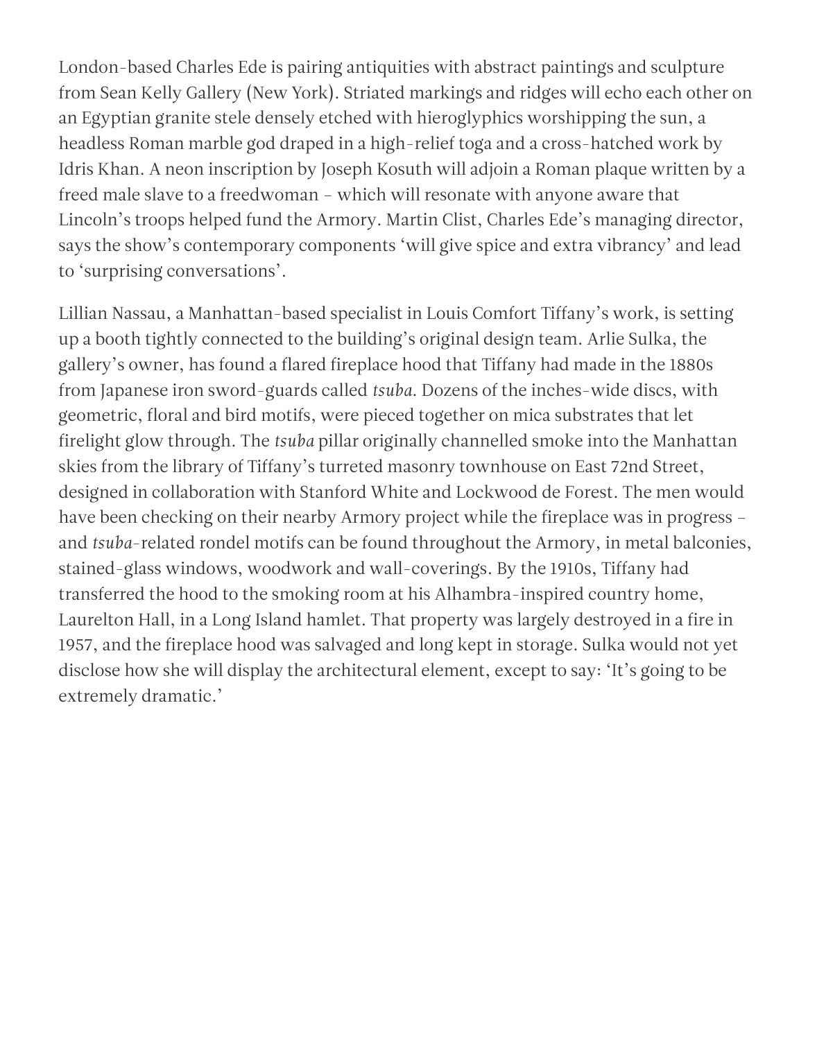London-based Charles Ede is pairing antiquities with abstract paintings and sculpture from Sean Kelly Gallery (New York). Striated markings and ridges will echo each other on an Egyptian granite stele densely etched with hieroglyphics worshipping the sun, a headless Roman marble god draped in a high-relief toga and a cross-hatched work by Idris Khan. A neon inscription by Joseph Kosuth will adjoin a Roman plaque written by a freed male slave to a freedwoman – which will resonate with anyone aware that Lincoln's troops helped fund the Armory. Martin Clist, Charles Ede's managing director, says the show's contemporary components 'will give spice and extra vibrancy' and lead to 'surprising conversations'.

Lillian Nassau, a Manhattan-based specialist in Louis Comfort Tiffany's work, is setting up a booth tightly connected to the building's original design team. Arlie Sulka, the gallery's owner, has found a flared fireplace hood that Tiffany had made in the 1880s from Japanese iron sword-guards called *tsuba*. Dozens of the inches-wide discs, with geometric, floral and bird motifs, were pieced together on mica substrates that let firelight glow through. The *tsuba* pillar originally channelled smoke into the Manhattan skies from the library of Tiffany's turreted masonry townhouse on East 72nd Street, designed in collaboration with Stanford White and Lockwood de Forest. The men would have been checking on their nearby Armory project while the fireplace was in progress – and *tsuba*-related rondel motifs can be found throughout the Armory, in metal balconies, stained-glass windows, woodwork and wall-coverings. By the 1910s, Tiffany had transferred the hood to the smoking room at his Alhambra-inspired country home, Laurelton Hall, in a Long Island hamlet. That property was largely destroyed in a fire in 1957, and the fireplace hood was salvaged and long kept in storage. Sulka would not yet disclose how she will display the architectural element, except to say: 'It's going to be extremely dramatic.'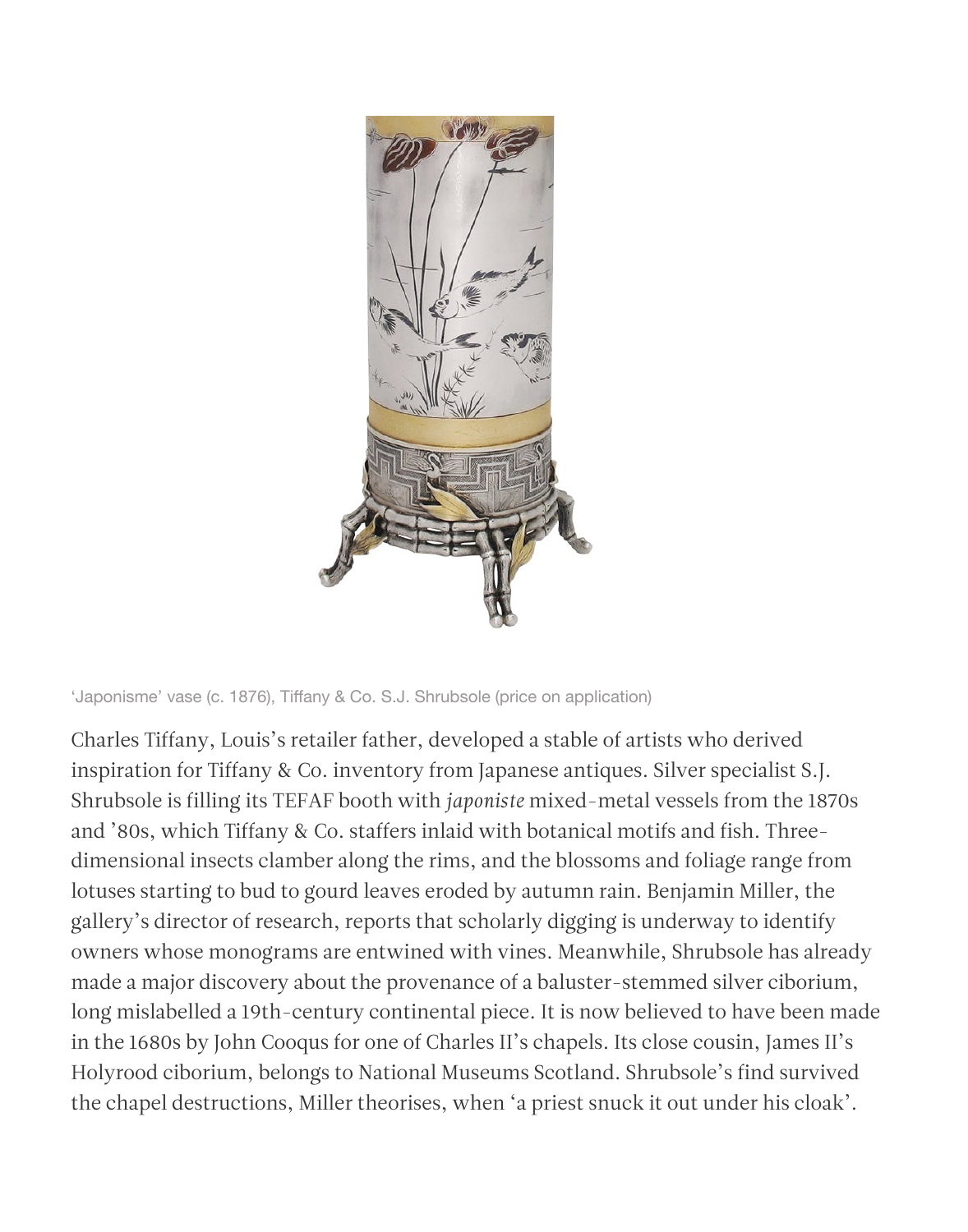'Japonisme' vase (c. 1876), Tiffany & Co. S.J. Shrubsole (price on application)

Charles Tiffany, Louis's retailer father, developed a stable of artists who derived inspiration for Tiffany & Co. inventory from Japanese antiques. Silver specialist S.J. Shrubsole is filling its TEFAF booth with *japoniste* mixed-metal vessels from the 1870s and '80s, which Tiffany & Co. staffers inlaid with botanical motifs and fish. Three-dimensional insects clamber along the rims, and the blossoms and foliage range from lotuses starting to bud to gourd leaves eroded by autumn rain. Benjamin Miller, the gallery's director of research, reports that scholarly digging is underway to identify owners whose monograms are entwined with vines. Meanwhile, Shrubsole has already made a major discovery about the provenance of a baluster-stemmed silver ciborium, long mislabelled a 19th-century continental piece. It is now believed to have been made in the 1680s by John Cooqus for one of Charles II's chapels. Its close cousin, James II's Holyrood ciborium, belongs to National Museums Scotland. Shrubsole's find survived the chapel destructions, Miller theorises, when 'a priest snuck it out under his cloak'.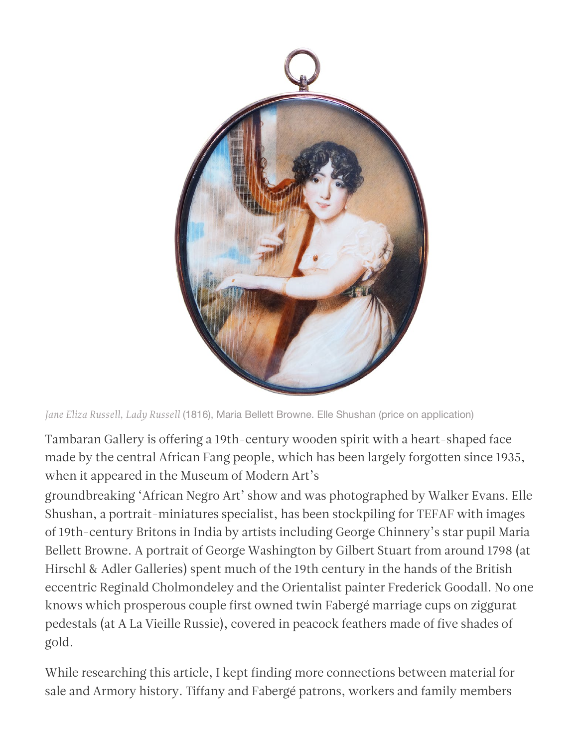*Jane Eliza Russell, Lady Russell* (1816), Maria Bellett Browne. Elle Shushan (price on application)

Tambaran Gallery is offering a 19th-century wooden spirit with a heart-shaped face made by the central African Fang people, which has been largely forgotten since 1935, when it appeared in the Museum of Modern Art's groundbreaking 'African Negro Art' show and was photographed by Walker Evans. Elle Shushan, a portrait-miniatures specialist, has been stockpiling for TEFAF with images of 19th-century Britons in India by artists including George Chinnery's star pupil Maria Bellett Browne. A portrait of George Washington by Gilbert Stuart from around 1798 (at Hirschl & Adler Galleries) spent much of the 19th century in the hands of the British eccentric Reginald Cholmondeley and the Orientalist painter Frederick Goodall. No one knows which prosperous couple first owned twin Fabergé marriage cups on ziggurat pedestals (at A La Vieille Russie), covered in peacock feathers made of five shades of gold.

While researching this article, I kept finding more connections between material for sale and Armory history. Tiffany and Fabergé patrons, workers and family members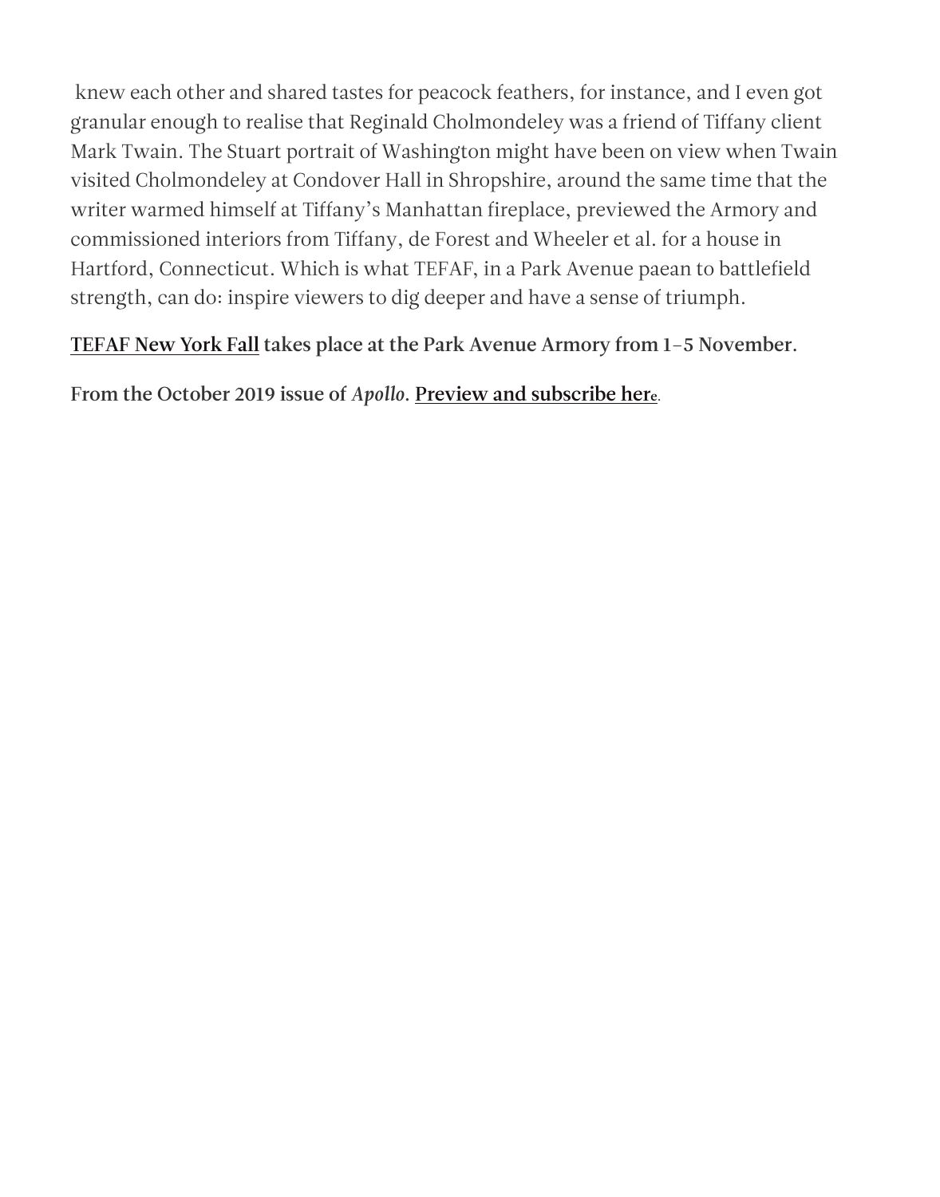knew each other and shared tastes for peacock feathers, for instance, and I even got granular enough to realise that Reginald Cholmondeley was a friend of Tiffany client Mark Twain. The Stuart portrait of Washington might have been on view when Twain visited Cholmondeley at Condover Hall in Shropshire, around the same time that the writer warmed himself at Tiffany's Manhattan fireplace, previewed the Armory and commissioned interiors from Tiffany, de Forest and Wheeler et al. for a house in Hartford, Connecticut. Which is what TEFAF, in a Park Avenue paean to battlefield strength, can do: inspire viewers to dig deeper and have a sense of triumph.

**TEFAF New York Fall takes place at the Park Avenue Armory from 1–5 November.**

**From the October 2019 issue of *Apollo*. Preview and subscribe here.**